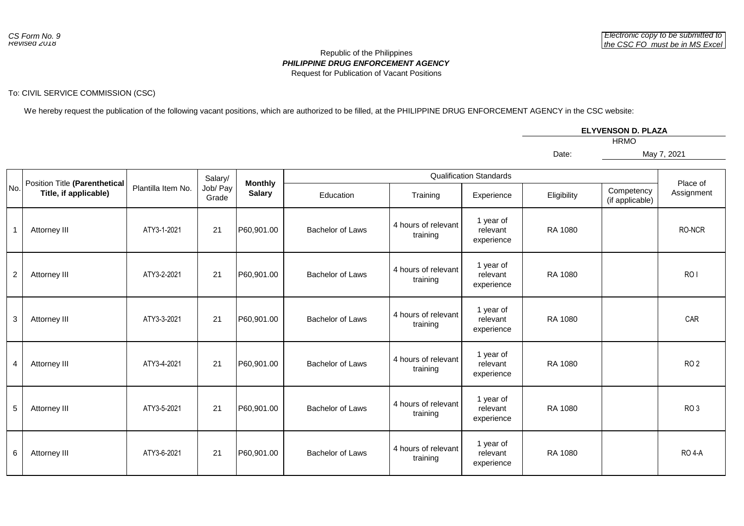*CS Form No. 9*
*Revised 2018*

*Electronic copy to be submitted to the CSC FO must be in MS Excel*

Republic of the Philippines
***PHILIPPINE DRUG ENFORCEMENT AGENCY***
Request for Publication of Vacant Positions

To: CIVIL SERVICE COMMISSION (CSC)

We hereby request the publication of the following vacant positions, which are authorized to be filled, at the PHILIPPINE DRUG ENFORCEMENT AGENCY in the CSC website:

**ELYVENSON D. PLAZA**
HRMO

Date: May 7, 2021

| No. | Position Title **(Parenthetical Title, if applicable)** | Plantilla Item No. | Salary/ Job/ Pay Grade | **Monthly Salary** | Qualification Standards | | | | | Place of Assignment |
|---|---|---|---|---|---|---|---|---|---|---|
| | | | | | Education | Training | Experience | Eligibility | Competency (if applicable) | |
| 1 | Attorney III | ATY3-1-2021 | 21 | P60,901.00 | Bachelor of Laws | 4 hours of relevant training | 1 year of relevant experience | RA 1080 | | RO-NCR |
| 2 | Attorney III | ATY3-2-2021 | 21 | P60,901.00 | Bachelor of Laws | 4 hours of relevant training | 1 year of relevant experience | RA 1080 | | RO I |
| 3 | Attorney III | ATY3-3-2021 | 21 | P60,901.00 | Bachelor of Laws | 4 hours of relevant training | 1 year of relevant experience | RA 1080 | | CAR |
| 4 | Attorney III | ATY3-4-2021 | 21 | P60,901.00 | Bachelor of Laws | 4 hours of relevant training | 1 year of relevant experience | RA 1080 | | RO 2 |
| 5 | Attorney III | ATY3-5-2021 | 21 | P60,901.00 | Bachelor of Laws | 4 hours of relevant training | 1 year of relevant experience | RA 1080 | | RO 3 |
| 6 | Attorney III | ATY3-6-2021 | 21 | P60,901.00 | Bachelor of Laws | 4 hours of relevant training | 1 year of relevant experience | RA 1080 | | RO 4-A |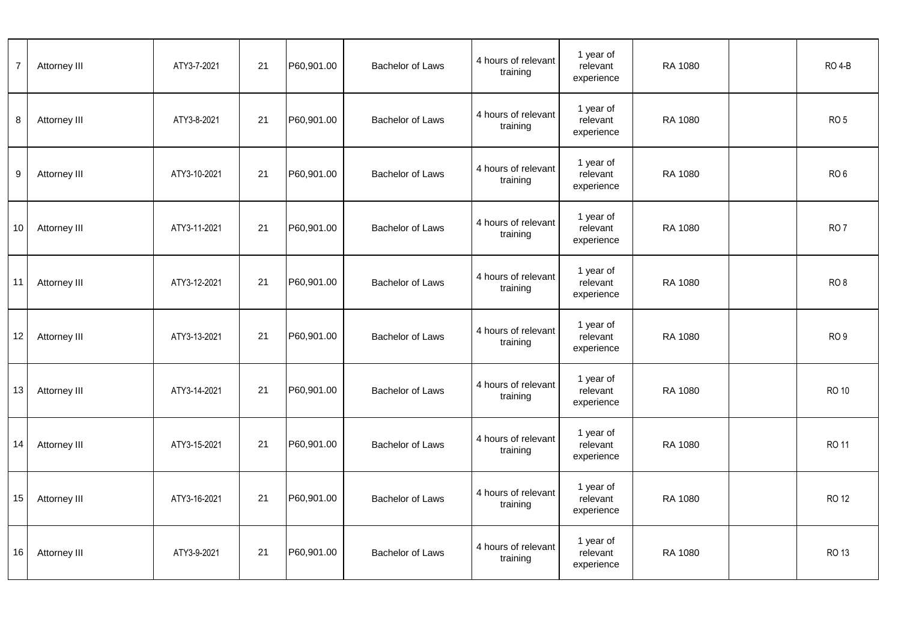|  |  |  |  |  |  |  |  |  |  |  |
|---|---|---|---|---|---|---|---|---|---|---|
| 7 | Attorney III | ATY3-7-2021 | 21 | P60,901.00 | Bachelor of Laws | 4 hours of relevant training | 1 year of relevant experience | RA 1080 |  | RO 4-B |
| 8 | Attorney III | ATY3-8-2021 | 21 | P60,901.00 | Bachelor of Laws | 4 hours of relevant training | 1 year of relevant experience | RA 1080 |  | RO 5 |
| 9 | Attorney III | ATY3-10-2021 | 21 | P60,901.00 | Bachelor of Laws | 4 hours of relevant training | 1 year of relevant experience | RA 1080 |  | RO 6 |
| 10 | Attorney III | ATY3-11-2021 | 21 | P60,901.00 | Bachelor of Laws | 4 hours of relevant training | 1 year of relevant experience | RA 1080 |  | RO 7 |
| 11 | Attorney III | ATY3-12-2021 | 21 | P60,901.00 | Bachelor of Laws | 4 hours of relevant training | 1 year of relevant experience | RA 1080 |  | RO 8 |
| 12 | Attorney III | ATY3-13-2021 | 21 | P60,901.00 | Bachelor of Laws | 4 hours of relevant training | 1 year of relevant experience | RA 1080 |  | RO 9 |
| 13 | Attorney III | ATY3-14-2021 | 21 | P60,901.00 | Bachelor of Laws | 4 hours of relevant training | 1 year of relevant experience | RA 1080 |  | RO 10 |
| 14 | Attorney III | ATY3-15-2021 | 21 | P60,901.00 | Bachelor of Laws | 4 hours of relevant training | 1 year of relevant experience | RA 1080 |  | RO 11 |
| 15 | Attorney III | ATY3-16-2021 | 21 | P60,901.00 | Bachelor of Laws | 4 hours of relevant training | 1 year of relevant experience | RA 1080 |  | RO 12 |
| 16 | Attorney III | ATY3-9-2021 | 21 | P60,901.00 | Bachelor of Laws | 4 hours of relevant training | 1 year of relevant experience | RA 1080 |  | RO 13 |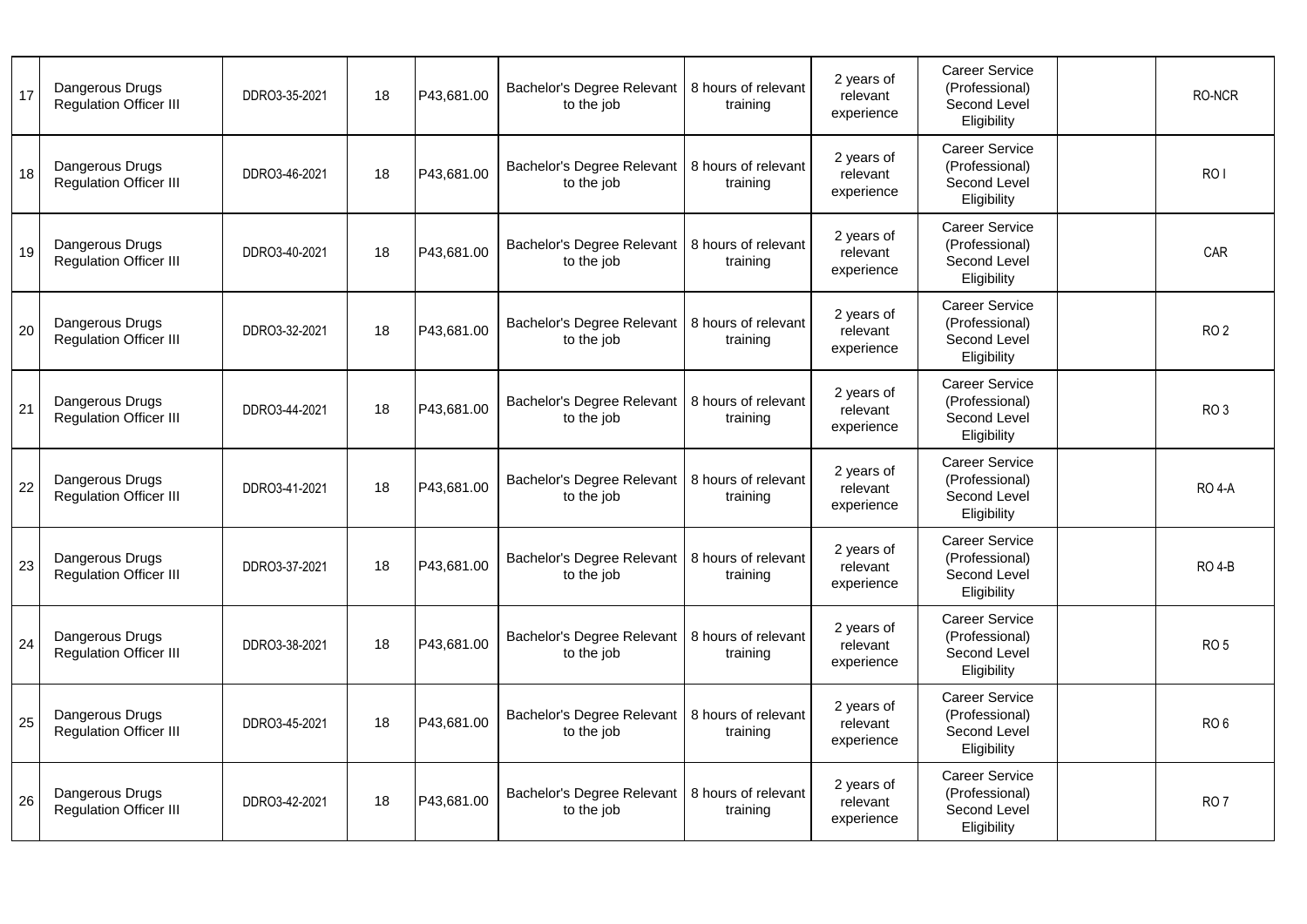| | | | | | | | | | | |
|---|---|---|---|---|---|---|---|---|---|---|
| 17 | Dangerous Drugs Regulation Officer III | DDRO3-35-2021 | 18 | P43,681.00 | Bachelor's Degree Relevant to the job | 8 hours of relevant training | 2 years of relevant experience | Career Service (Professional) Second Level Eligibility | | RO-NCR |
| 18 | Dangerous Drugs Regulation Officer III | DDRO3-46-2021 | 18 | P43,681.00 | Bachelor's Degree Relevant to the job | 8 hours of relevant training | 2 years of relevant experience | Career Service (Professional) Second Level Eligibility | | RO I |
| 19 | Dangerous Drugs Regulation Officer III | DDRO3-40-2021 | 18 | P43,681.00 | Bachelor's Degree Relevant to the job | 8 hours of relevant training | 2 years of relevant experience | Career Service (Professional) Second Level Eligibility | | CAR |
| 20 | Dangerous Drugs Regulation Officer III | DDRO3-32-2021 | 18 | P43,681.00 | Bachelor's Degree Relevant to the job | 8 hours of relevant training | 2 years of relevant experience | Career Service (Professional) Second Level Eligibility | | RO 2 |
| 21 | Dangerous Drugs Regulation Officer III | DDRO3-44-2021 | 18 | P43,681.00 | Bachelor's Degree Relevant to the job | 8 hours of relevant training | 2 years of relevant experience | Career Service (Professional) Second Level Eligibility | | RO 3 |
| 22 | Dangerous Drugs Regulation Officer III | DDRO3-41-2021 | 18 | P43,681.00 | Bachelor's Degree Relevant to the job | 8 hours of relevant training | 2 years of relevant experience | Career Service (Professional) Second Level Eligibility | | RO 4-A |
| 23 | Dangerous Drugs Regulation Officer III | DDRO3-37-2021 | 18 | P43,681.00 | Bachelor's Degree Relevant to the job | 8 hours of relevant training | 2 years of relevant experience | Career Service (Professional) Second Level Eligibility | | RO 4-B |
| 24 | Dangerous Drugs Regulation Officer III | DDRO3-38-2021 | 18 | P43,681.00 | Bachelor's Degree Relevant to the job | 8 hours of relevant training | 2 years of relevant experience | Career Service (Professional) Second Level Eligibility | | RO 5 |
| 25 | Dangerous Drugs Regulation Officer III | DDRO3-45-2021 | 18 | P43,681.00 | Bachelor's Degree Relevant to the job | 8 hours of relevant training | 2 years of relevant experience | Career Service (Professional) Second Level Eligibility | | RO 6 |
| 26 | Dangerous Drugs Regulation Officer III | DDRO3-42-2021 | 18 | P43,681.00 | Bachelor's Degree Relevant to the job | 8 hours of relevant training | 2 years of relevant experience | Career Service (Professional) Second Level Eligibility | | RO 7 |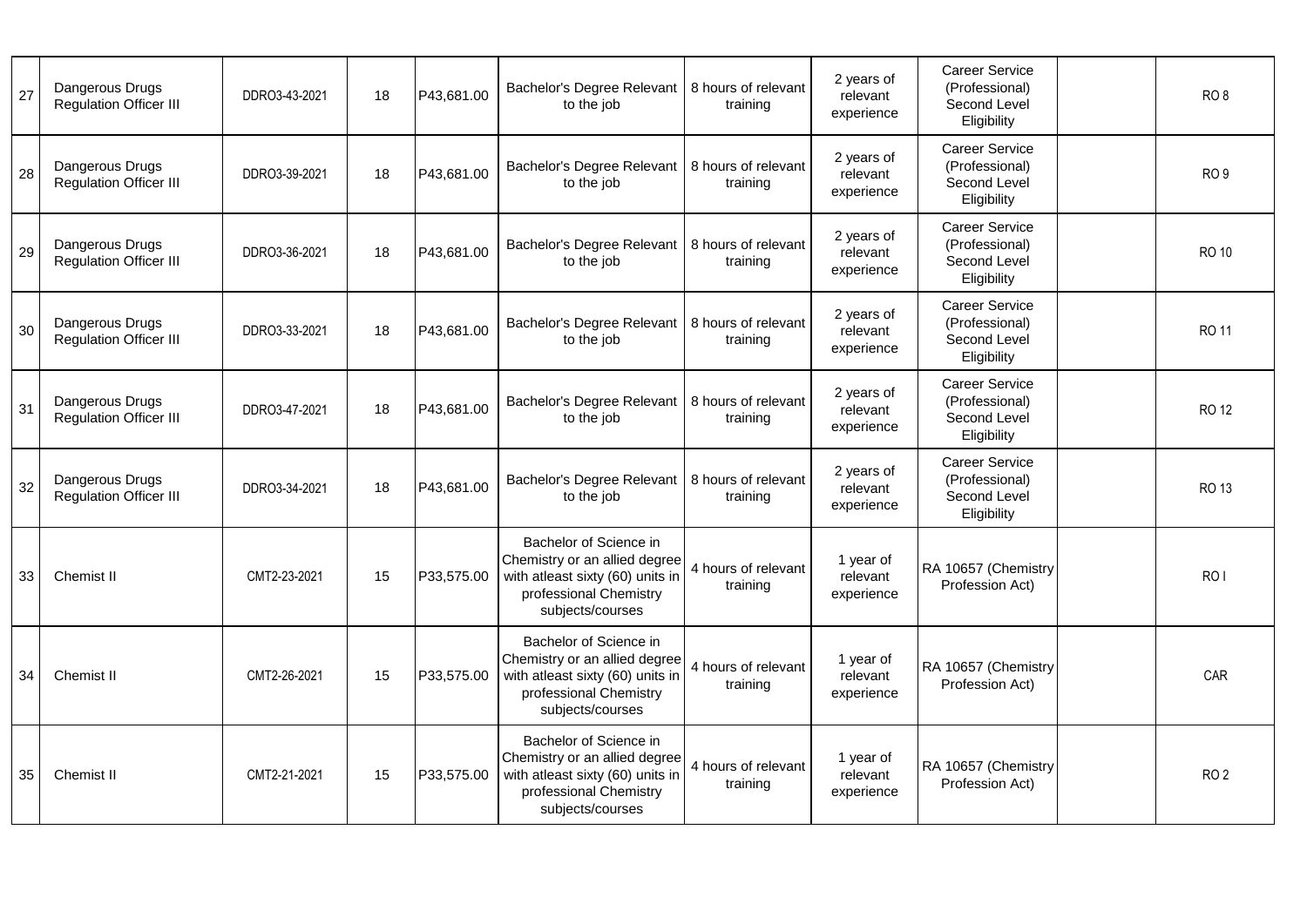| | | | | | | | | | | |
|---|---|---|---|---|---|---|---|---|---|---|
| 27 | Dangerous Drugs Regulation Officer III | DDRO3-43-2021 | 18 | P43,681.00 | Bachelor's Degree Relevant to the job | 8 hours of relevant training | 2 years of relevant experience | Career Service (Professional) Second Level Eligibility | | RO 8 |
| 28 | Dangerous Drugs Regulation Officer III | DDRO3-39-2021 | 18 | P43,681.00 | Bachelor's Degree Relevant to the job | 8 hours of relevant training | 2 years of relevant experience | Career Service (Professional) Second Level Eligibility | | RO 9 |
| 29 | Dangerous Drugs Regulation Officer III | DDRO3-36-2021 | 18 | P43,681.00 | Bachelor's Degree Relevant to the job | 8 hours of relevant training | 2 years of relevant experience | Career Service (Professional) Second Level Eligibility | | RO 10 |
| 30 | Dangerous Drugs Regulation Officer III | DDRO3-33-2021 | 18 | P43,681.00 | Bachelor's Degree Relevant to the job | 8 hours of relevant training | 2 years of relevant experience | Career Service (Professional) Second Level Eligibility | | RO 11 |
| 31 | Dangerous Drugs Regulation Officer III | DDRO3-47-2021 | 18 | P43,681.00 | Bachelor's Degree Relevant to the job | 8 hours of relevant training | 2 years of relevant experience | Career Service (Professional) Second Level Eligibility | | RO 12 |
| 32 | Dangerous Drugs Regulation Officer III | DDRO3-34-2021 | 18 | P43,681.00 | Bachelor's Degree Relevant to the job | 8 hours of relevant training | 2 years of relevant experience | Career Service (Professional) Second Level Eligibility | | RO 13 |
| 33 | Chemist II | CMT2-23-2021 | 15 | P33,575.00 | Bachelor of Science in Chemistry or an allied degree with atleast sixty (60) units in professional Chemistry subjects/courses | 4 hours of relevant training | 1 year of relevant experience | RA 10657 (Chemistry Profession Act) | | RO I |
| 34 | Chemist II | CMT2-26-2021 | 15 | P33,575.00 | Bachelor of Science in Chemistry or an allied degree with atleast sixty (60) units in professional Chemistry subjects/courses | 4 hours of relevant training | 1 year of relevant experience | RA 10657 (Chemistry Profession Act) | | CAR |
| 35 | Chemist II | CMT2-21-2021 | 15 | P33,575.00 | Bachelor of Science in Chemistry or an allied degree with atleast sixty (60) units in professional Chemistry subjects/courses | 4 hours of relevant training | 1 year of relevant experience | RA 10657 (Chemistry Profession Act) | | RO 2 |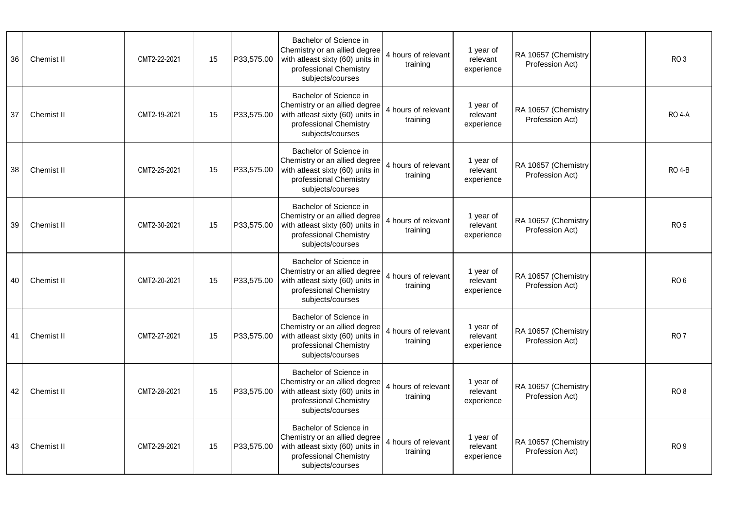| 36 | Chemist II | CMT2-22-2021 | 15 | P33,575.00 | Bachelor of Science in Chemistry or an allied degree with atleast sixty (60) units in professional Chemistry subjects/courses | 4 hours of relevant training | 1 year of relevant experience | RA 10657 (Chemistry Profession Act) | | RO 3 |
|---|---|---|---|---|---|---|---|---|---|---|
| 37 | Chemist II | CMT2-19-2021 | 15 | P33,575.00 | Bachelor of Science in Chemistry or an allied degree with atleast sixty (60) units in professional Chemistry subjects/courses | 4 hours of relevant training | 1 year of relevant experience | RA 10657 (Chemistry Profession Act) | | RO 4-A |
| 38 | Chemist II | CMT2-25-2021 | 15 | P33,575.00 | Bachelor of Science in Chemistry or an allied degree with atleast sixty (60) units in professional Chemistry subjects/courses | 4 hours of relevant training | 1 year of relevant experience | RA 10657 (Chemistry Profession Act) | | RO 4-B |
| 39 | Chemist II | CMT2-30-2021 | 15 | P33,575.00 | Bachelor of Science in Chemistry or an allied degree with atleast sixty (60) units in professional Chemistry subjects/courses | 4 hours of relevant training | 1 year of relevant experience | RA 10657 (Chemistry Profession Act) | | RO 5 |
| 40 | Chemist II | CMT2-20-2021 | 15 | P33,575.00 | Bachelor of Science in Chemistry or an allied degree with atleast sixty (60) units in professional Chemistry subjects/courses | 4 hours of relevant training | 1 year of relevant experience | RA 10657 (Chemistry Profession Act) | | RO 6 |
| 41 | Chemist II | CMT2-27-2021 | 15 | P33,575.00 | Bachelor of Science in Chemistry or an allied degree with atleast sixty (60) units in professional Chemistry subjects/courses | 4 hours of relevant training | 1 year of relevant experience | RA 10657 (Chemistry Profession Act) | | RO 7 |
| 42 | Chemist II | CMT2-28-2021 | 15 | P33,575.00 | Bachelor of Science in Chemistry or an allied degree with atleast sixty (60) units in professional Chemistry subjects/courses | 4 hours of relevant training | 1 year of relevant experience | RA 10657 (Chemistry Profession Act) | | RO 8 |
| 43 | Chemist II | CMT2-29-2021 | 15 | P33,575.00 | Bachelor of Science in Chemistry or an allied degree with atleast sixty (60) units in professional Chemistry subjects/courses | 4 hours of relevant training | 1 year of relevant experience | RA 10657 (Chemistry Profession Act) | | RO 9 |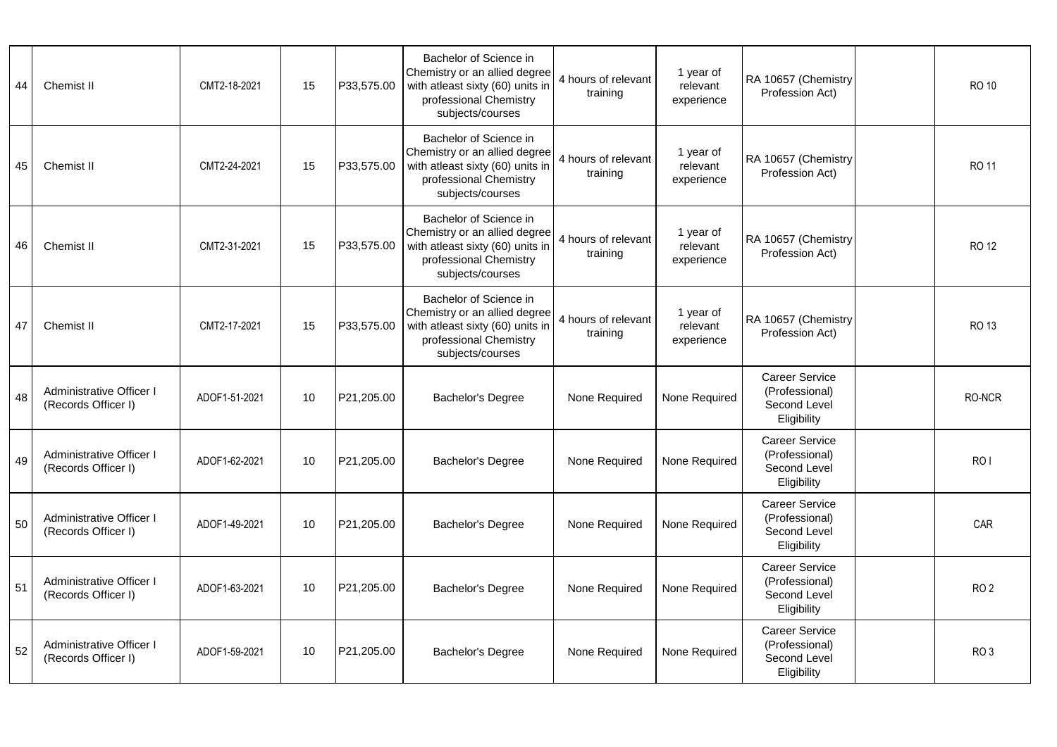| | | | | | | | | | | |
|---|---|---|---|---|---|---|---|---|---|---|
| 44 | Chemist II | CMT2-18-2021 | 15 | P33,575.00 | Bachelor of Science in Chemistry or an allied degree with atleast sixty (60) units in professional Chemistry subjects/courses | 4 hours of relevant training | 1 year of relevant experience | RA 10657 (Chemistry Profession Act) | | RO 10 |
| 45 | Chemist II | CMT2-24-2021 | 15 | P33,575.00 | Bachelor of Science in Chemistry or an allied degree with atleast sixty (60) units in professional Chemistry subjects/courses | 4 hours of relevant training | 1 year of relevant experience | RA 10657 (Chemistry Profession Act) | | RO 11 |
| 46 | Chemist II | CMT2-31-2021 | 15 | P33,575.00 | Bachelor of Science in Chemistry or an allied degree with atleast sixty (60) units in professional Chemistry subjects/courses | 4 hours of relevant training | 1 year of relevant experience | RA 10657 (Chemistry Profession Act) | | RO 12 |
| 47 | Chemist II | CMT2-17-2021 | 15 | P33,575.00 | Bachelor of Science in Chemistry or an allied degree with atleast sixty (60) units in professional Chemistry subjects/courses | 4 hours of relevant training | 1 year of relevant experience | RA 10657 (Chemistry Profession Act) | | RO 13 |
| 48 | Administrative Officer I (Records Officer I) | ADOF1-51-2021 | 10 | P21,205.00 | Bachelor's Degree | None Required | None Required | Career Service (Professional) Second Level Eligibility | | RO-NCR |
| 49 | Administrative Officer I (Records Officer I) | ADOF1-62-2021 | 10 | P21,205.00 | Bachelor's Degree | None Required | None Required | Career Service (Professional) Second Level Eligibility | | RO I |
| 50 | Administrative Officer I (Records Officer I) | ADOF1-49-2021 | 10 | P21,205.00 | Bachelor's Degree | None Required | None Required | Career Service (Professional) Second Level Eligibility | | CAR |
| 51 | Administrative Officer I (Records Officer I) | ADOF1-63-2021 | 10 | P21,205.00 | Bachelor's Degree | None Required | None Required | Career Service (Professional) Second Level Eligibility | | RO 2 |
| 52 | Administrative Officer I (Records Officer I) | ADOF1-59-2021 | 10 | P21,205.00 | Bachelor's Degree | None Required | None Required | Career Service (Professional) Second Level Eligibility | | RO 3 |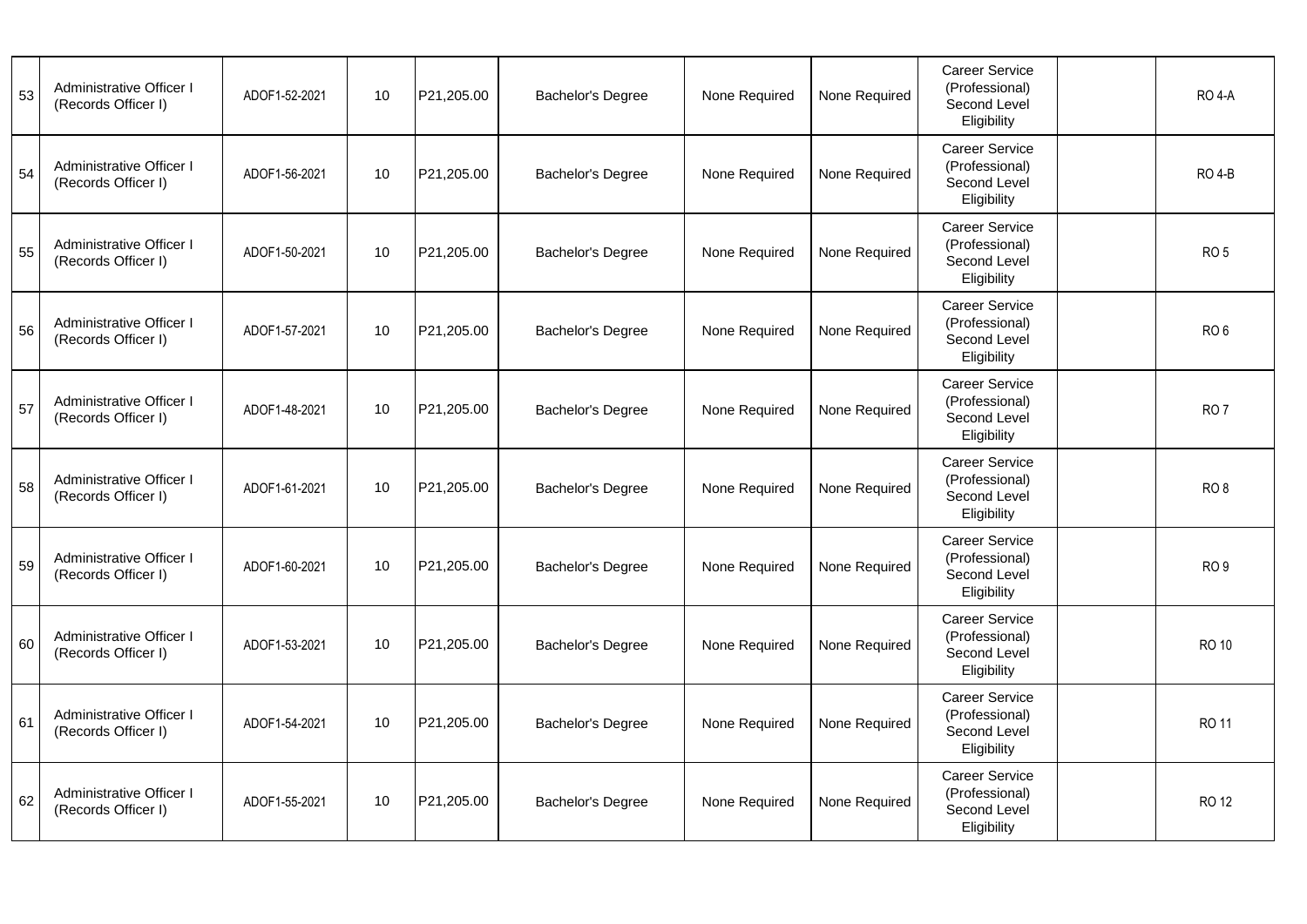| | | | | | | | | | | |
|---|---|---|---|---|---|---|---|---|---|---|
| 53 | Administrative Officer I (Records Officer I) | ADOF1-52-2021 | 10 | P21,205.00 | Bachelor's Degree | None Required | None Required | Career Service (Professional) Second Level Eligibility | | RO 4-A |
| 54 | Administrative Officer I (Records Officer I) | ADOF1-56-2021 | 10 | P21,205.00 | Bachelor's Degree | None Required | None Required | Career Service (Professional) Second Level Eligibility | | RO 4-B |
| 55 | Administrative Officer I (Records Officer I) | ADOF1-50-2021 | 10 | P21,205.00 | Bachelor's Degree | None Required | None Required | Career Service (Professional) Second Level Eligibility | | RO 5 |
| 56 | Administrative Officer I (Records Officer I) | ADOF1-57-2021 | 10 | P21,205.00 | Bachelor's Degree | None Required | None Required | Career Service (Professional) Second Level Eligibility | | RO 6 |
| 57 | Administrative Officer I (Records Officer I) | ADOF1-48-2021 | 10 | P21,205.00 | Bachelor's Degree | None Required | None Required | Career Service (Professional) Second Level Eligibility | | RO 7 |
| 58 | Administrative Officer I (Records Officer I) | ADOF1-61-2021 | 10 | P21,205.00 | Bachelor's Degree | None Required | None Required | Career Service (Professional) Second Level Eligibility | | RO 8 |
| 59 | Administrative Officer I (Records Officer I) | ADOF1-60-2021 | 10 | P21,205.00 | Bachelor's Degree | None Required | None Required | Career Service (Professional) Second Level Eligibility | | RO 9 |
| 60 | Administrative Officer I (Records Officer I) | ADOF1-53-2021 | 10 | P21,205.00 | Bachelor's Degree | None Required | None Required | Career Service (Professional) Second Level Eligibility | | RO 10 |
| 61 | Administrative Officer I (Records Officer I) | ADOF1-54-2021 | 10 | P21,205.00 | Bachelor's Degree | None Required | None Required | Career Service (Professional) Second Level Eligibility | | RO 11 |
| 62 | Administrative Officer I (Records Officer I) | ADOF1-55-2021 | 10 | P21,205.00 | Bachelor's Degree | None Required | None Required | Career Service (Professional) Second Level Eligibility | | RO 12 |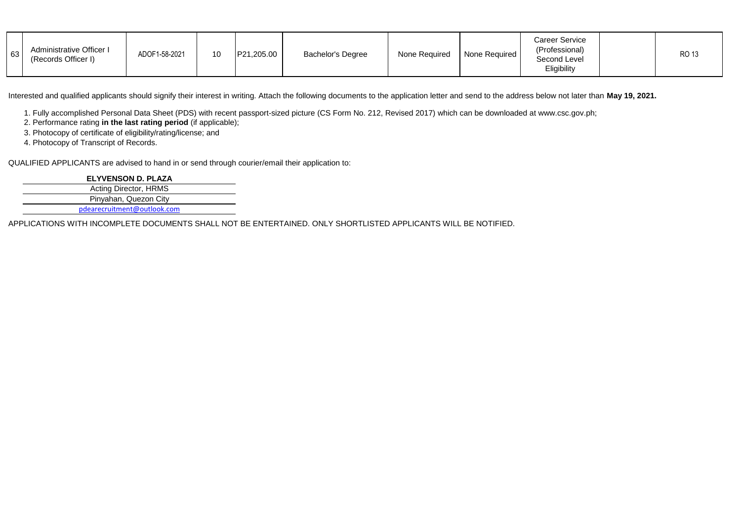| | | | | | | | | | |
|---|---|---|---|---|---|---|---|---|---|
| 63 | Administrative Officer I (Records Officer I) | ADOF1-58-2021 | 10 | P21,205.00 | Bachelor's Degree | None Required | None Required | Career Service (Professional) Second Level Eligibility | | RO 13 |

Interested and qualified applicants should signify their interest in writing. Attach the following documents to the application letter and send to the address below not later than **May 19, 2021.**

1. Fully accomplished Personal Data Sheet (PDS) with recent passport-sized picture (CS Form No. 212, Revised 2017) which can be downloaded at www.csc.gov.ph;
2. Performance rating **in the last rating period** (if applicable);
3. Photocopy of certificate of eligibility/rating/license; and
4. Photocopy of Transcript of Records.

QUALIFIED APPLICANTS are advised to hand in or send through courier/email their application to:

**ELYVENSON D. PLAZA**
Acting Director, HRMS
Pinyahan, Quezon City
pdearecruitment@outlook.com

APPLICATIONS WITH INCOMPLETE DOCUMENTS SHALL NOT BE ENTERTAINED. ONLY SHORTLISTED APPLICANTS WILL BE NOTIFIED.